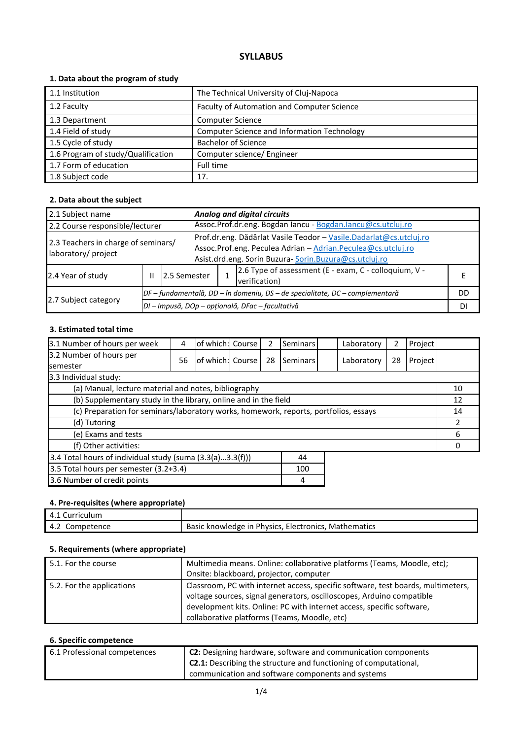# SYLLABUS

## 1. Data about the program of study

| | |
|---|---|
| 1.1 Institution | The Technical University of Cluj-Napoca |
| 1.2 Faculty | Faculty of Automation and Computer Science |
| 1.3 Department | Computer Science |
| 1.4 Field of study | Computer Science and Information Technology |
| 1.5 Cycle of study | Bachelor of Science |
| 1.6 Program of study/Qualification | Computer science/ Engineer |
| 1.7 Form of education | Full time |
| 1.8 Subject code | 17. |

## 2. Data about the subject

| | | | | | |
|---|---|---|---|---|---|
| 2.1 Subject name | ***Analog and digital circuits*** | | | | |
| 2.2 Course responsible/lecturer | Assoc.Prof.dr.eng. Bogdan Iancu - Bogdan.Iancu@cs.utcluj.ro | | | | |
| 2.3 Teachers in charge of seminars/ laboratory/ project | Prof.dr.eng. Dădârlat Vasile Teodor – Vasile.Dadarlat@cs.utcluj.ro<br>Assoc.Prof.eng. Peculea Adrian – Adrian.Peculea@cs.utcluj.ro<br>Asist.drd.eng. Sorin Buzura- Sorin.Buzura@cs.utcluj.ro | | | | |
| 2.4 Year of study | II | 2.5 Semester | 1 | 2.6 Type of assessment (E - exam, C - colloquium, V - verification) | E |
| 2.7 Subject category | *DF – fundamentală, DD – în domeniu, DS – de specialitate, DC – complementară* | | | | DD |
| | *DI – Impusă, DOp – opțională, DFac – facultativă* | | | | DI |

## 3. Estimated total time

| | | | | | | | | | | |
|---|---|---|---|---|---|---|---|---|---|---|
| 3.1 Number of hours per week | 4 | of which: | Course | 2 | Seminars | | Laboratory | 2 | Project | |
| 3.2 Number of hours per semester | 56 | of which: | Course | 28 | Seminars | | Laboratory | 28 | Project | |

| 3.3 Individual study: | |
|---|---|
| (a) Manual, lecture material and notes, bibliography | 10 |
| (b) Supplementary study in the library, online and in the field | 12 |
| (c) Preparation for seminars/laboratory works, homework, reports, portfolios, essays | 14 |
| (d) Tutoring | 2 |
| (e) Exams and tests | 6 |
| (f) Other activities: | 0 |

| | |
|---|---|
| 3.4 Total hours of individual study (suma (3.3(a)...3.3(f))) | 44 |
| 3.5 Total hours per semester (3.2+3.4) | 100 |
| 3.6 Number of credit points | 4 |

## 4. Pre-requisites (where appropriate)

| | |
|---|---|
| 4.1 Curriculum | |
| 4.2 Competence | Basic knowledge in Physics, Electronics, Mathematics |

## 5. Requirements (where appropriate)

| | |
|---|---|
| 5.1. For the course | Multimedia means. Online: collaborative platforms (Teams, Moodle, etc); Onsite: blackboard, projector, computer |
| 5.2. For the applications | Classroom, PC with internet access, specific software, test boards, multimeters, voltage sources, signal generators, oscilloscopes, Arduino compatible development kits. Online: PC with internet access, specific software, collaborative platforms (Teams, Moodle, etc) |

## 6. Specific competence

| | |
|---|---|
| 6.1 Professional competences | **C2:** Designing hardware, software and communication components<br>**C2.1:** Describing the structure and functioning of computational, communication and software components and systems |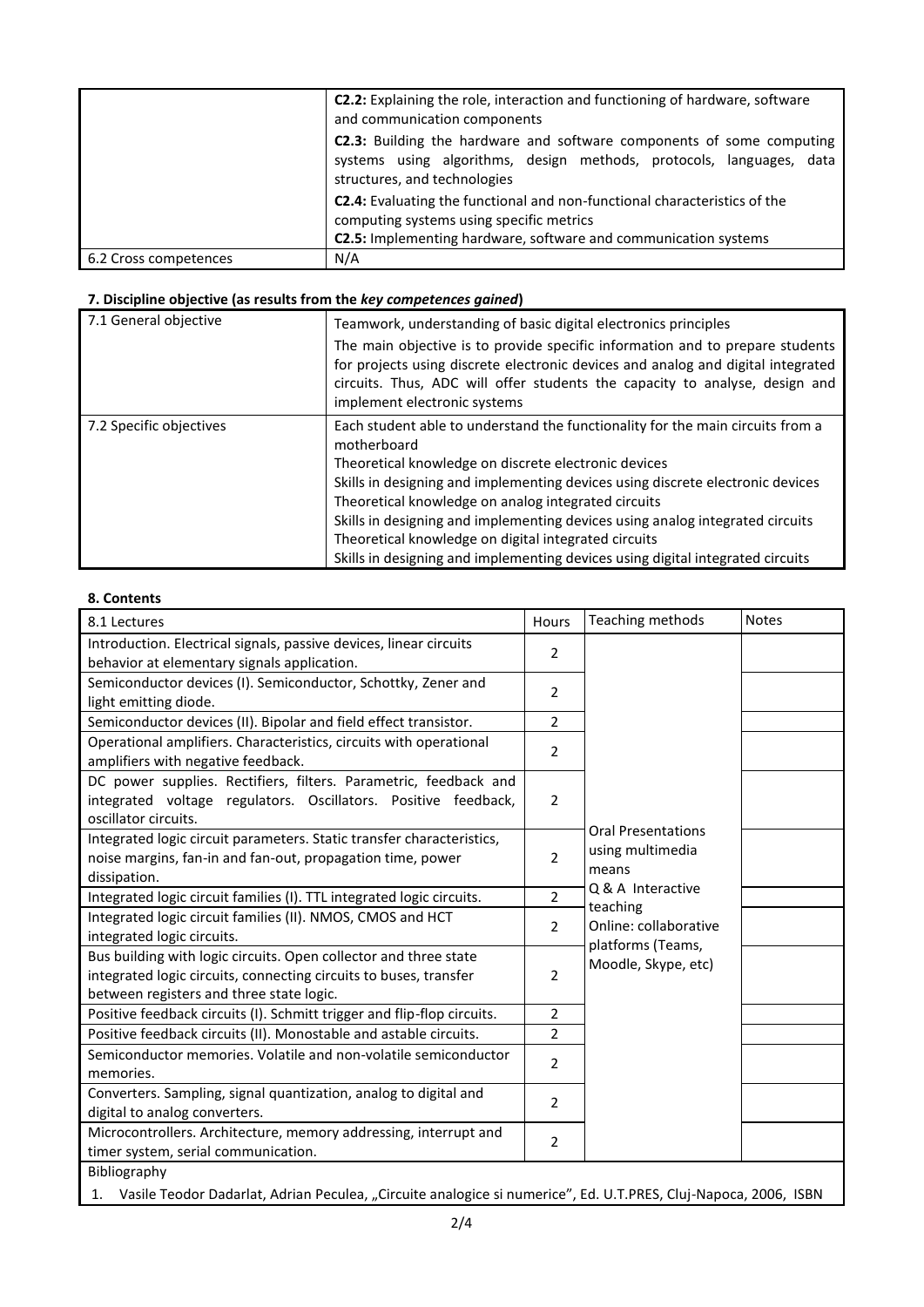| | |
|---|---|
| | **C2.2:** Explaining the role, interaction and functioning of hardware, software and communication components<br>**C2.3:** Building the hardware and software components of some computing systems using algorithms, design methods, protocols, languages, data structures, and technologies<br>**C2.4:** Evaluating the functional and non-functional characteristics of the computing systems using specific metrics<br>**C2.5:** Implementing hardware, software and communication systems |
| 6.2 Cross competences | N/A |

### 7. Discipline objective (as results from the *key competences gained*)

| | |
|---|---|
| 7.1 General objective | Teamwork, understanding of basic digital electronics principles<br>The main objective is to provide specific information and to prepare students for projects using discrete electronic devices and analog and digital integrated circuits. Thus, ADC will offer students the capacity to analyse, design and implement electronic systems |
| 7.2 Specific objectives | Each student able to understand the functionality for the main circuits from a motherboard<br>Theoretical knowledge on discrete electronic devices<br>Skills in designing and implementing devices using discrete electronic devices<br>Theoretical knowledge on analog integrated circuits<br>Skills in designing and implementing devices using analog integrated circuits<br>Theoretical knowledge on digital integrated circuits<br>Skills in designing and implementing devices using digital integrated circuits |

### 8. Contents

| 8.1 Lectures | Hours | Teaching methods | Notes |
|---|---|---|---|
| Introduction. Electrical signals, passive devices, linear circuits behavior at elementary signals application. | 2 | Oral Presentations using multimedia means<br>Q & A Interactive teaching<br>Online: collaborative platforms (Teams, Moodle, Skype, etc) | |
| Semiconductor devices (I). Semiconductor, Schottky, Zener and light emitting diode. | 2 | | |
| Semiconductor devices (II). Bipolar and field effect transistor. | 2 | | |
| Operational amplifiers. Characteristics, circuits with operational amplifiers with negative feedback. | 2 | | |
| DC power supplies. Rectifiers, filters. Parametric, feedback and integrated voltage regulators. Oscillators. Positive feedback, oscillator circuits. | 2 | | |
| Integrated logic circuit parameters. Static transfer characteristics, noise margins, fan-in and fan-out, propagation time, power dissipation. | 2 | | |
| Integrated logic circuit families (I). TTL integrated logic circuits. | 2 | | |
| Integrated logic circuit families (II). NMOS, CMOS and HCT integrated logic circuits. | 2 | | |
| Bus building with logic circuits. Open collector and three state integrated logic circuits, connecting circuits to buses, transfer between registers and three state logic. | 2 | | |
| Positive feedback circuits (I). Schmitt trigger and flip-flop circuits. | 2 | | |
| Positive feedback circuits (II). Monostable and astable circuits. | 2 | | |
| Semiconductor memories. Volatile and non-volatile semiconductor memories. | 2 | | |
| Converters. Sampling, signal quantization, analog to digital and digital to analog converters. | 2 | | |
| Microcontrollers. Architecture, memory addressing, interrupt and timer system, serial communication. | 2 | | |

Bibliography

1. Vasile Teodor Dadarlat, Adrian Peculea, „Circuite analogice si numerice", Ed. U.T.PRES, Cluj-Napoca, 2006, ISBN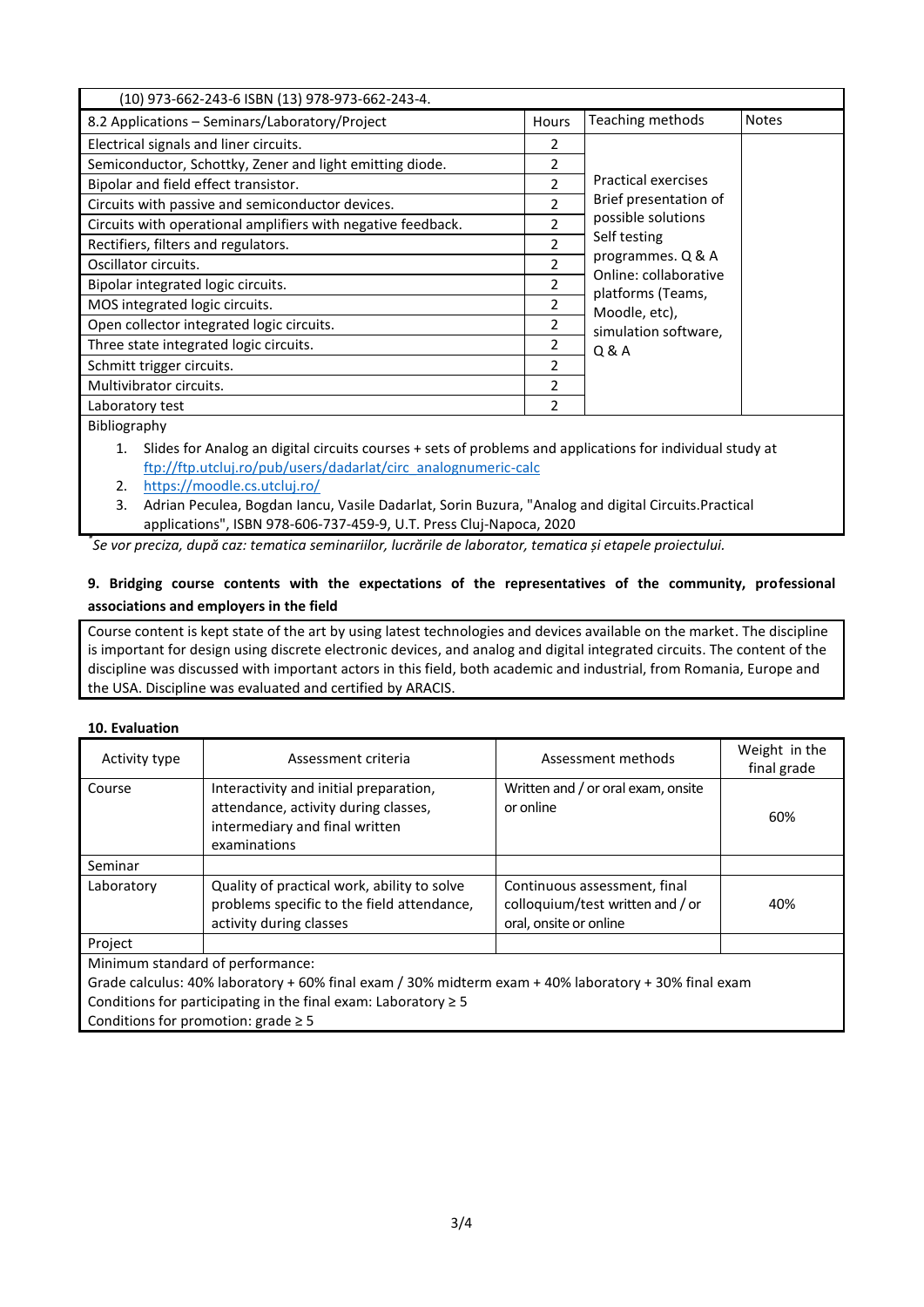(10) 973-662-243-6 ISBN (13) 978-973-662-243-4.

| 8.2 Applications – Seminars/Laboratory/Project | Hours | Teaching methods | Notes |
|---|---|---|---|
| Electrical signals and liner circuits. | 2 | Practical exercises Brief presentation of possible solutions Self testing programmes. Q & A Online: collaborative platforms (Teams, Moodle, etc), simulation software, Q & A | |
| Semiconductor, Schottky, Zener and light emitting diode. | 2 | | |
| Bipolar and field effect transistor. | 2 | | |
| Circuits with passive and semiconductor devices. | 2 | | |
| Circuits with operational amplifiers with negative feedback. | 2 | | |
| Rectifiers, filters and regulators. | 2 | | |
| Oscillator circuits. | 2 | | |
| Bipolar integrated logic circuits. | 2 | | |
| MOS integrated logic circuits. | 2 | | |
| Open collector integrated logic circuits. | 2 | | |
| Three state integrated logic circuits. | 2 | | |
| Schmitt trigger circuits. | 2 | | |
| Multivibrator circuits. | 2 | | |
| Laboratory test | 2 | | |

Bibliography

1. Slides for Analog an digital circuits courses + sets of problems and applications for individual study at ftp://ftp.utcluj.ro/pub/users/dadarlat/circ_analognumeric-calc
2. https://moodle.cs.utcluj.ro/
3. Adrian Peculea, Bogdan Iancu, Vasile Dadarlat, Sorin Buzura, "Analog and digital Circuits.Practical applications", ISBN 978-606-737-459-9, U.T. Press Cluj-Napoca, 2020

*Se vor preciza, după caz: tematica seminariilor, lucrările de laborator, tematica și etapele proiectului.*

### 9. Bridging course contents with the expectations of the representatives of the community, professional associations and employers in the field

Course content is kept state of the art by using latest technologies and devices available on the market. The discipline is important for design using discrete electronic devices, and analog and digital integrated circuits. The content of the discipline was discussed with important actors in this field, both academic and industrial, from Romania, Europe and the USA. Discipline was evaluated and certified by ARACIS.

### 10. Evaluation

| Activity type | Assessment criteria | Assessment methods | Weight in the final grade |
|---|---|---|---|
| Course | Interactivity and initial preparation, attendance, activity during classes, intermediary and final written examinations | Written and / or oral exam, onsite or online | 60% |
| Seminar | | | |
| Laboratory | Quality of practical work, ability to solve problems specific to the field attendance, activity during classes | Continuous assessment, final colloquium/test written and / or oral, onsite or online | 40% |
| Project | | | |

Minimum standard of performance:
Grade calculus: 40% laboratory + 60% final exam / 30% midterm exam + 40% laboratory + 30% final exam
Conditions for participating in the final exam: Laboratory ≥ 5
Conditions for promotion: grade ≥ 5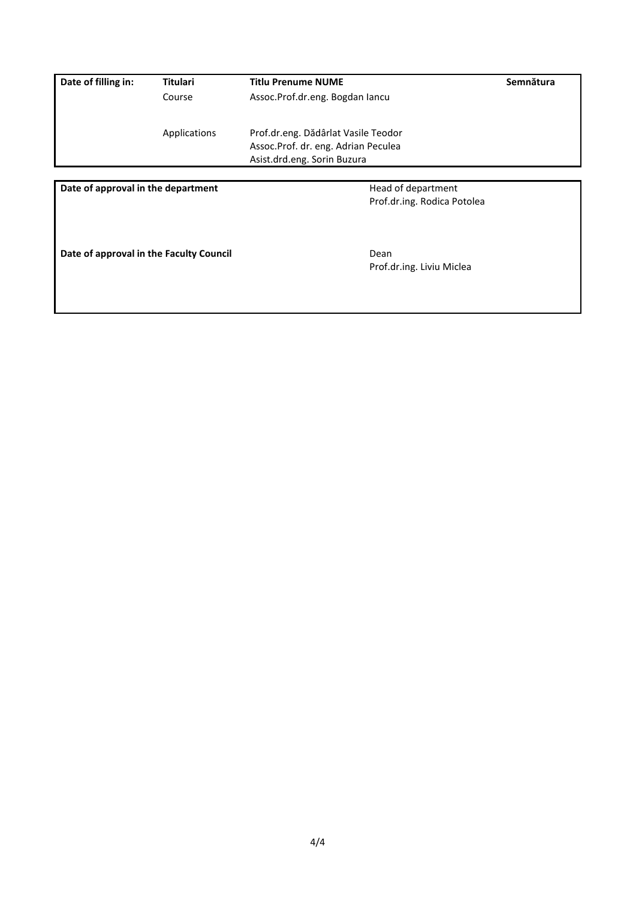| Date of filling in: | Titulari | Titlu Prenume NUME | Semnătura |
|---|---|---|---|
| | Course | Assoc.Prof.dr.eng. Bogdan Iancu | |
| | Applications | Prof.dr.eng. Dădârlat Vasile Teodor<br>Assoc.Prof. dr. eng. Adrian Peculea<br>Asist.drd.eng. Sorin Buzura | |

| | |
|---|---|
| **Date of approval in the department** | Head of department<br>Prof.dr.ing. Rodica Potolea |
| **Date of approval in the Faculty Council** | Dean<br>Prof.dr.ing. Liviu Miclea |